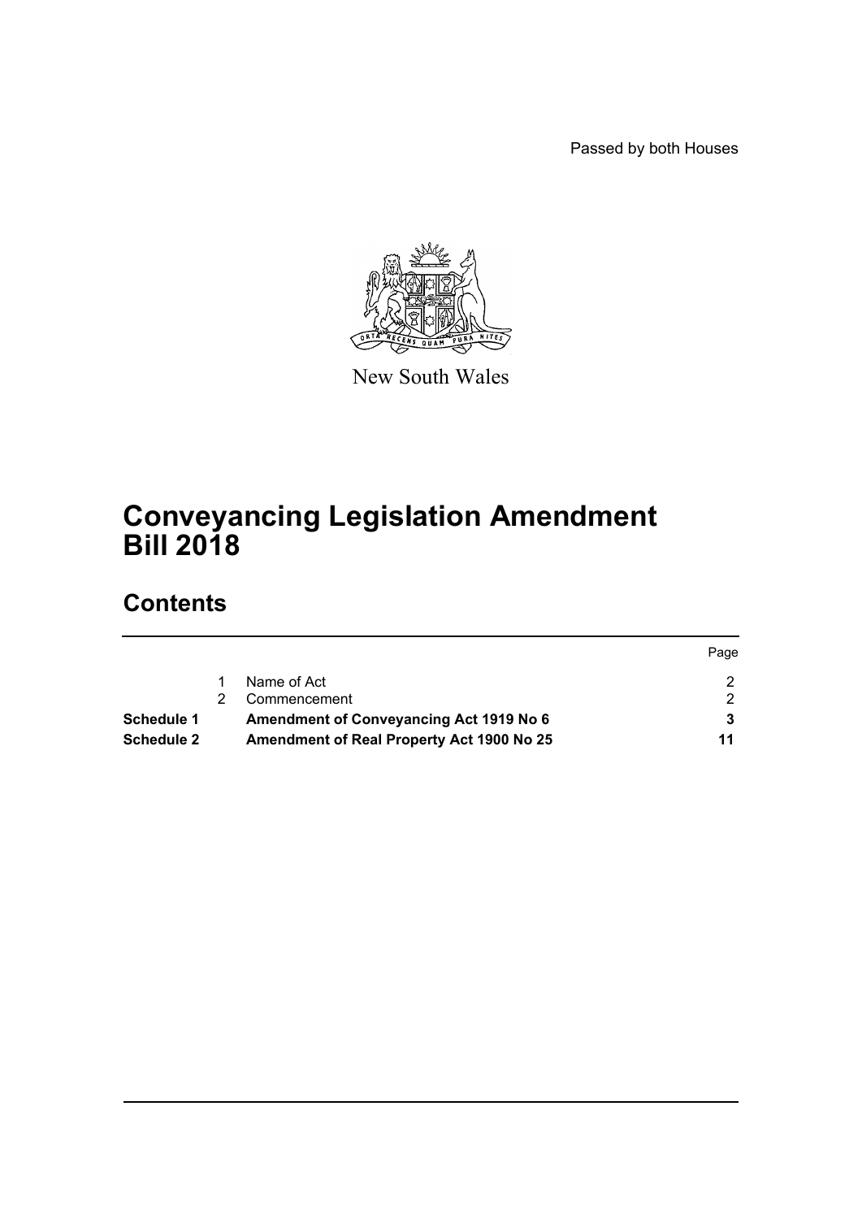Passed by both Houses

New South Wales

# Conveyancing Legislation Amendment Bill 2018

## Contents

| | | | Page |
|---|---|---|---|
| | 1 | Name of Act | 2 |
| | 2 | Commencement | 2 |
| **Schedule 1** | | **Amendment of Conveyancing Act 1919 No 6** | **3** |
| **Schedule 2** | | **Amendment of Real Property Act 1900 No 25** | **11** |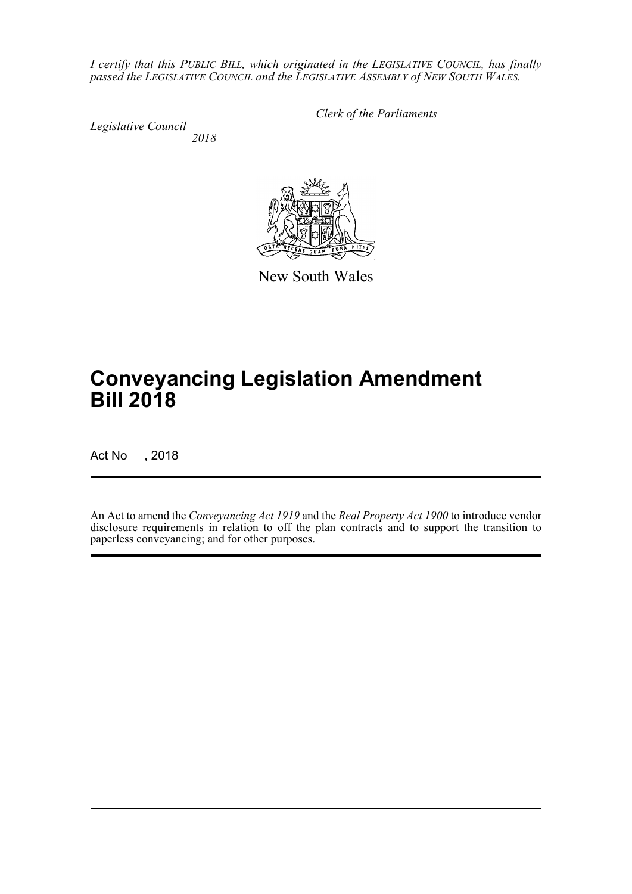*I certify that this PUBLIC BILL, which originated in the LEGISLATIVE COUNCIL, has finally passed the LEGISLATIVE COUNCIL and the LEGISLATIVE ASSEMBLY of NEW SOUTH WALES.*

*Clerk of the Parliaments*

*Legislative Council*
*2018*

New South Wales

# Conveyancing Legislation Amendment Bill 2018

Act No , 2018

An Act to amend the *Conveyancing Act 1919* and the *Real Property Act 1900* to introduce vendor disclosure requirements in relation to off the plan contracts and to support the transition to paperless conveyancing; and for other purposes.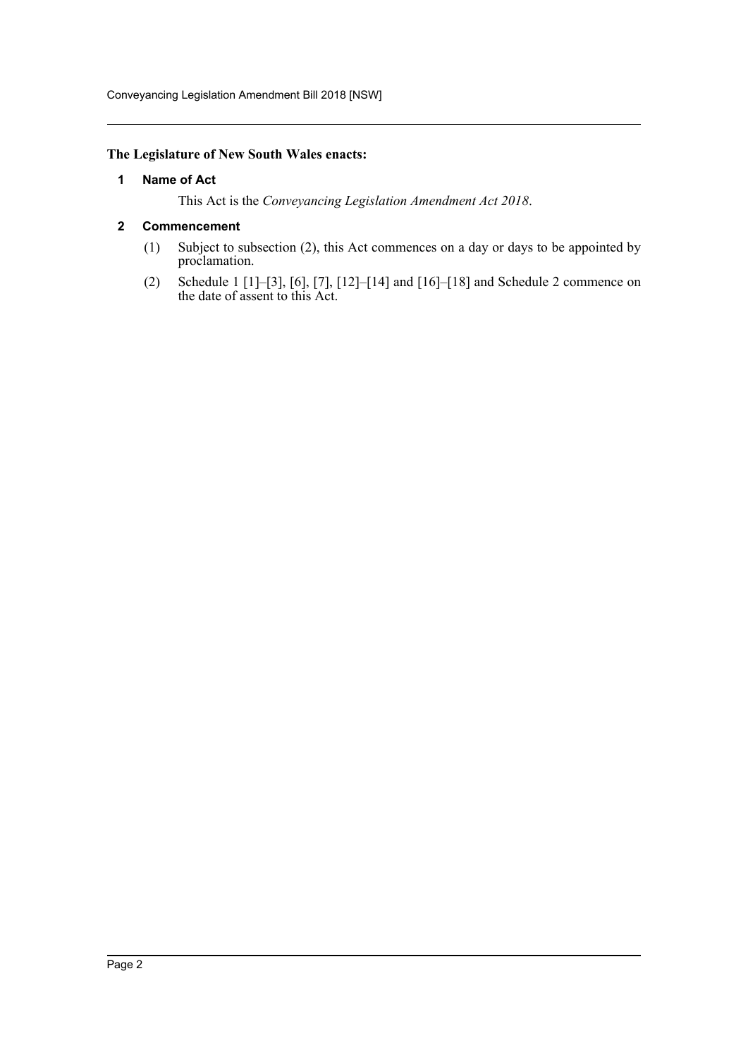**The Legislature of New South Wales enacts:**

## 1 Name of Act

This Act is the *Conveyancing Legislation Amendment Act 2018*.

## 2 Commencement

(1) Subject to subsection (2), this Act commences on a day or days to be appointed by proclamation.

(2) Schedule 1 [1]–[3], [6], [7], [12]–[14] and [16]–[18] and Schedule 2 commence on the date of assent to this Act.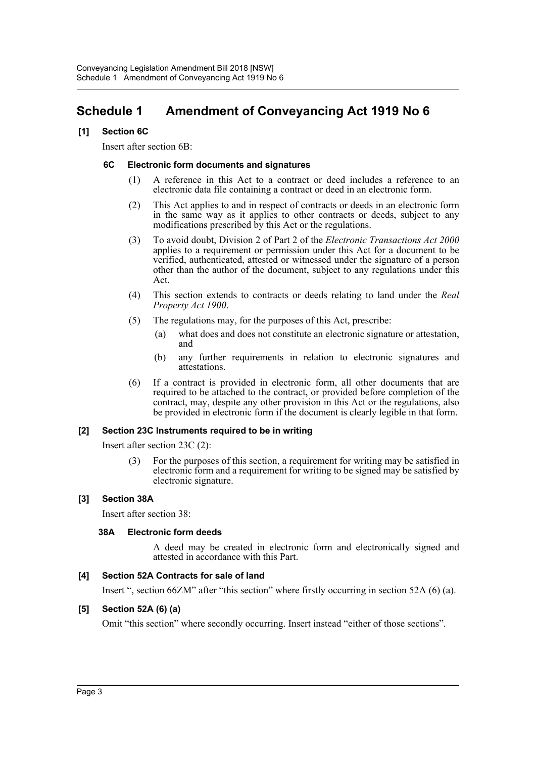# Schedule 1 Amendment of Conveyancing Act 1919 No 6

**[1] Section 6C**

Insert after section 6B:

**6C Electronic form documents and signatures**

(1) A reference in this Act to a contract or deed includes a reference to an electronic data file containing a contract or deed in an electronic form.

(2) This Act applies to and in respect of contracts or deeds in an electronic form in the same way as it applies to other contracts or deeds, subject to any modifications prescribed by this Act or the regulations.

(3) To avoid doubt, Division 2 of Part 2 of the *Electronic Transactions Act 2000* applies to a requirement or permission under this Act for a document to be verified, authenticated, attested or witnessed under the signature of a person other than the author of the document, subject to any regulations under this Act.

(4) This section extends to contracts or deeds relating to land under the *Real Property Act 1900*.

(5) The regulations may, for the purposes of this Act, prescribe:

(a) what does and does not constitute an electronic signature or attestation, and

(b) any further requirements in relation to electronic signatures and attestations.

(6) If a contract is provided in electronic form, all other documents that are required to be attached to the contract, or provided before completion of the contract, may, despite any other provision in this Act or the regulations, also be provided in electronic form if the document is clearly legible in that form.

**[2] Section 23C Instruments required to be in writing**

Insert after section 23C (2):

(3) For the purposes of this section, a requirement for writing may be satisfied in electronic form and a requirement for writing to be signed may be satisfied by electronic signature.

**[3] Section 38A**

Insert after section 38:

**38A Electronic form deeds**

A deed may be created in electronic form and electronically signed and attested in accordance with this Part.

**[4] Section 52A Contracts for sale of land**

Insert ", section 66ZM" after "this section" where firstly occurring in section 52A (6) (a).

**[5] Section 52A (6) (a)**

Omit "this section" where secondly occurring. Insert instead "either of those sections".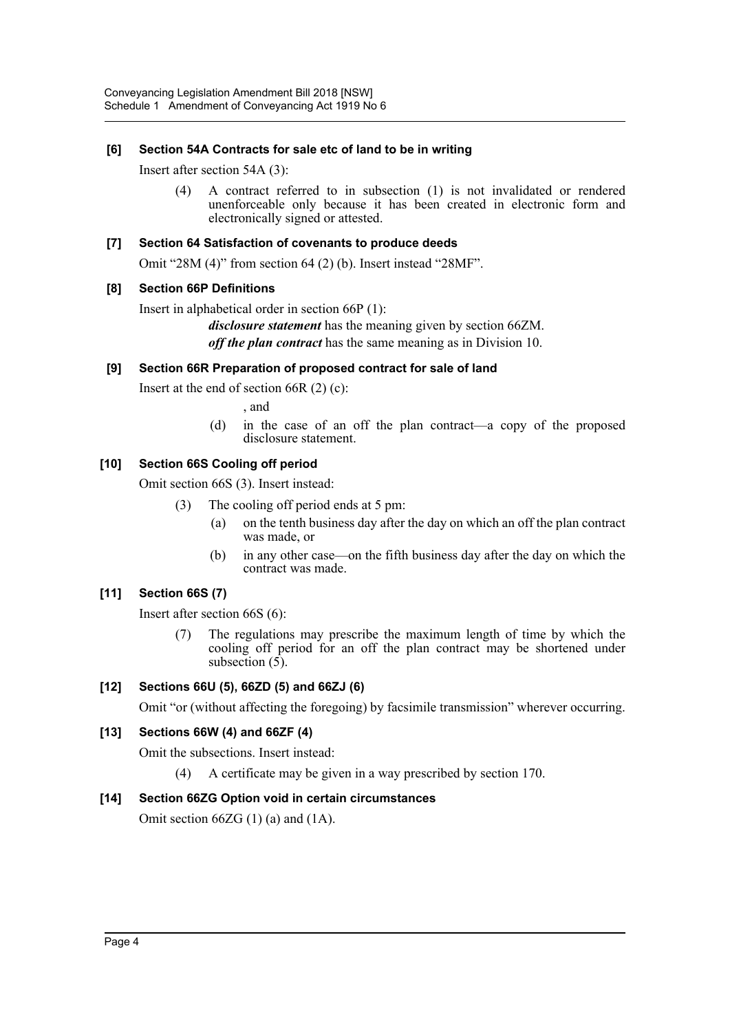### [6] Section 54A Contracts for sale etc of land to be in writing

Insert after section 54A (3):

> (4) A contract referred to in subsection (1) is not invalidated or rendered unenforceable only because it has been created in electronic form and electronically signed or attested.

### [7] Section 64 Satisfaction of covenants to produce deeds

Omit "28M (4)" from section 64 (2) (b). Insert instead "28MF".

### [8] Section 66P Definitions

Insert in alphabetical order in section 66P (1):

> ***disclosure statement*** has the meaning given by section 66ZM.
>
> ***off the plan contract*** has the same meaning as in Division 10.

### [9] Section 66R Preparation of proposed contract for sale of land

Insert at the end of section 66R (2) (c):

> , and
>
> (d) in the case of an off the plan contract—a copy of the proposed disclosure statement.

### [10] Section 66S Cooling off period

Omit section 66S (3). Insert instead:

> (3) The cooling off period ends at 5 pm:
>
> (a) on the tenth business day after the day on which an off the plan contract was made, or
>
> (b) in any other case—on the fifth business day after the day on which the contract was made.

### [11] Section 66S (7)

Insert after section 66S (6):

> (7) The regulations may prescribe the maximum length of time by which the cooling off period for an off the plan contract may be shortened under subsection (5).

### [12] Sections 66U (5), 66ZD (5) and 66ZJ (6)

Omit "or (without affecting the foregoing) by facsimile transmission" wherever occurring.

### [13] Sections 66W (4) and 66ZF (4)

Omit the subsections. Insert instead:

> (4) A certificate may be given in a way prescribed by section 170.

### [14] Section 66ZG Option void in certain circumstances

Omit section 66ZG (1) (a) and (1A).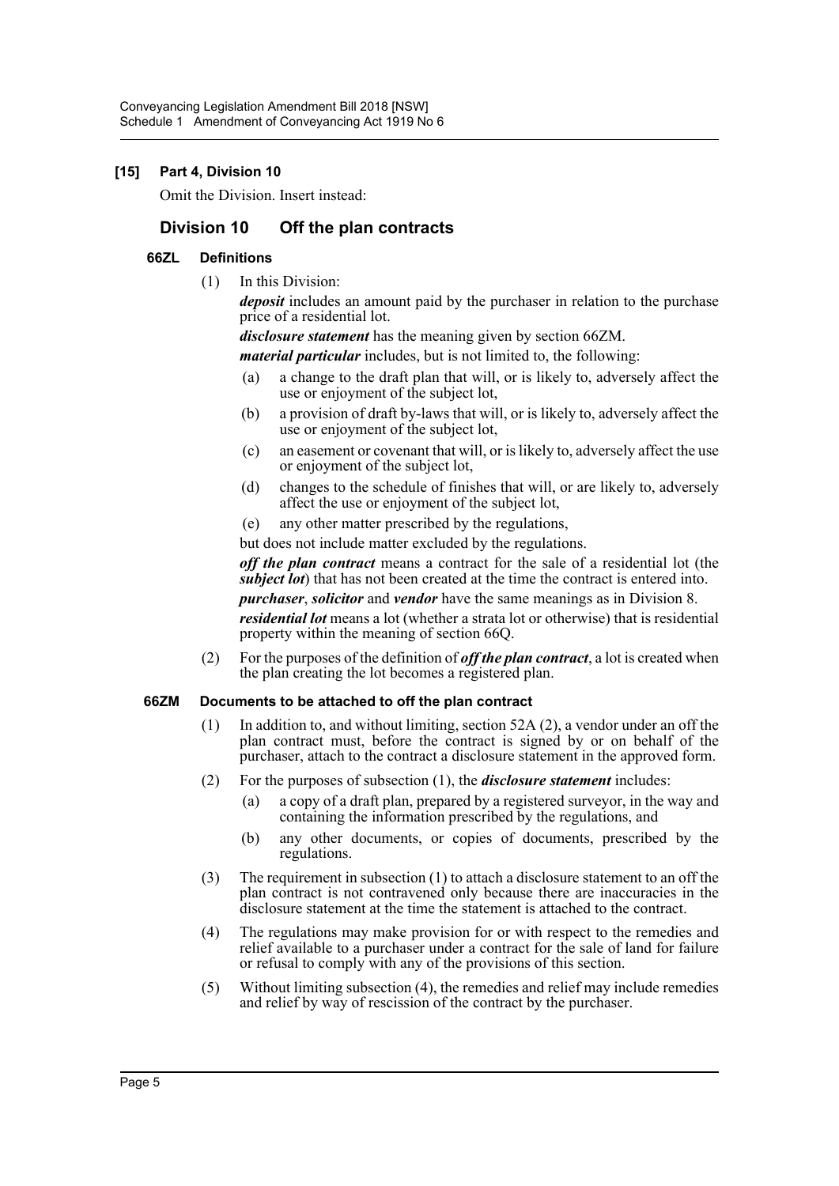**[15] Part 4, Division 10**

Omit the Division. Insert instead:

## Division 10 Off the plan contracts

### 66ZL Definitions

(1) In this Division:

***deposit*** includes an amount paid by the purchaser in relation to the purchase price of a residential lot.

***disclosure statement*** has the meaning given by section 66ZM.

***material particular*** includes, but is not limited to, the following:

(a) a change to the draft plan that will, or is likely to, adversely affect the use or enjoyment of the subject lot,

(b) a provision of draft by-laws that will, or is likely to, adversely affect the use or enjoyment of the subject lot,

(c) an easement or covenant that will, or is likely to, adversely affect the use or enjoyment of the subject lot,

(d) changes to the schedule of finishes that will, or are likely to, adversely affect the use or enjoyment of the subject lot,

(e) any other matter prescribed by the regulations,

but does not include matter excluded by the regulations.

***off the plan contract*** means a contract for the sale of a residential lot (the ***subject lot***) that has not been created at the time the contract is entered into.

***purchaser***, ***solicitor*** and ***vendor*** have the same meanings as in Division 8.

***residential lot*** means a lot (whether a strata lot or otherwise) that is residential property within the meaning of section 66Q.

(2) For the purposes of the definition of ***off the plan contract***, a lot is created when the plan creating the lot becomes a registered plan.

### 66ZM Documents to be attached to off the plan contract

(1) In addition to, and without limiting, section 52A (2), a vendor under an off the plan contract must, before the contract is signed by or on behalf of the purchaser, attach to the contract a disclosure statement in the approved form.

(2) For the purposes of subsection (1), the ***disclosure statement*** includes:

(a) a copy of a draft plan, prepared by a registered surveyor, in the way and containing the information prescribed by the regulations, and

(b) any other documents, or copies of documents, prescribed by the regulations.

(3) The requirement in subsection (1) to attach a disclosure statement to an off the plan contract is not contravened only because there are inaccuracies in the disclosure statement at the time the statement is attached to the contract.

(4) The regulations may make provision for or with respect to the remedies and relief available to a purchaser under a contract for the sale of land for failure or refusal to comply with any of the provisions of this section.

(5) Without limiting subsection (4), the remedies and relief may include remedies and relief by way of rescission of the contract by the purchaser.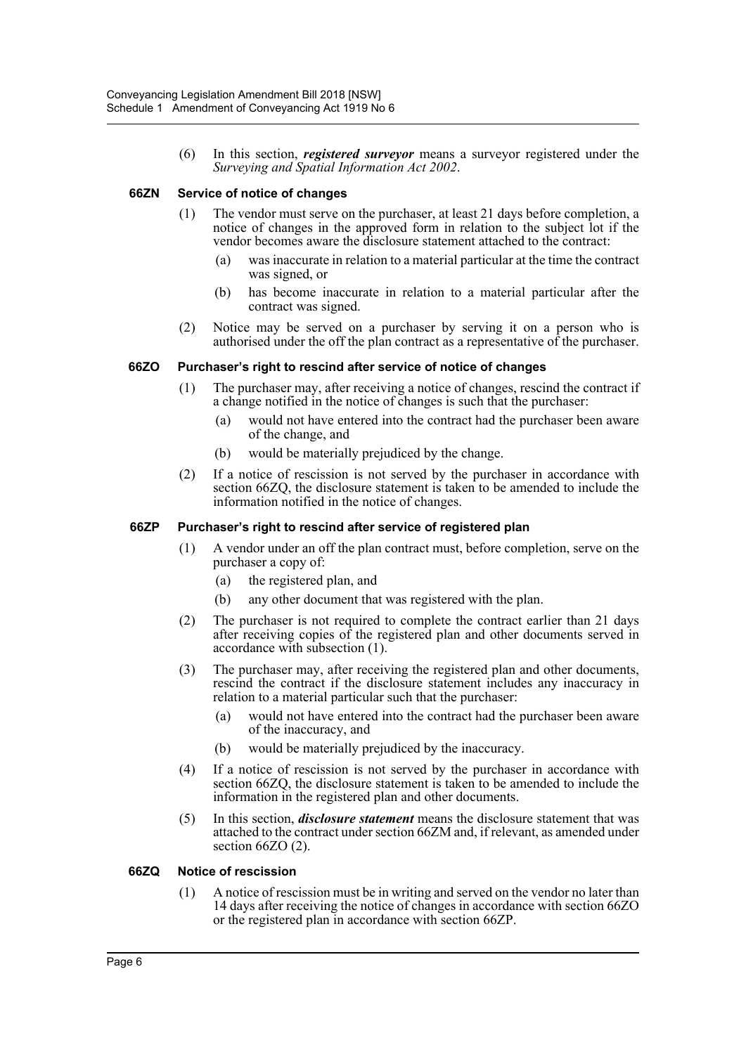(6) In this section, ***registered surveyor*** means a surveyor registered under the *Surveying and Spatial Information Act 2002*.

### 66ZN Service of notice of changes

(1) The vendor must serve on the purchaser, at least 21 days before completion, a notice of changes in the approved form in relation to the subject lot if the vendor becomes aware the disclosure statement attached to the contract:

(a) was inaccurate in relation to a material particular at the time the contract was signed, or

(b) has become inaccurate in relation to a material particular after the contract was signed.

(2) Notice may be served on a purchaser by serving it on a person who is authorised under the off the plan contract as a representative of the purchaser.

### 66ZO Purchaser's right to rescind after service of notice of changes

(1) The purchaser may, after receiving a notice of changes, rescind the contract if a change notified in the notice of changes is such that the purchaser:

(a) would not have entered into the contract had the purchaser been aware of the change, and

(b) would be materially prejudiced by the change.

(2) If a notice of rescission is not served by the purchaser in accordance with section 66ZQ, the disclosure statement is taken to be amended to include the information notified in the notice of changes.

### 66ZP Purchaser's right to rescind after service of registered plan

(1) A vendor under an off the plan contract must, before completion, serve on the purchaser a copy of:

(a) the registered plan, and

(b) any other document that was registered with the plan.

(2) The purchaser is not required to complete the contract earlier than 21 days after receiving copies of the registered plan and other documents served in accordance with subsection (1).

(3) The purchaser may, after receiving the registered plan and other documents, rescind the contract if the disclosure statement includes any inaccuracy in relation to a material particular such that the purchaser:

(a) would not have entered into the contract had the purchaser been aware of the inaccuracy, and

(b) would be materially prejudiced by the inaccuracy.

(4) If a notice of rescission is not served by the purchaser in accordance with section 66ZQ, the disclosure statement is taken to be amended to include the information in the registered plan and other documents.

(5) In this section, ***disclosure statement*** means the disclosure statement that was attached to the contract under section 66ZM and, if relevant, as amended under section 66ZO (2).

### 66ZQ Notice of rescission

(1) A notice of rescission must be in writing and served on the vendor no later than 14 days after receiving the notice of changes in accordance with section 66ZO or the registered plan in accordance with section 66ZP.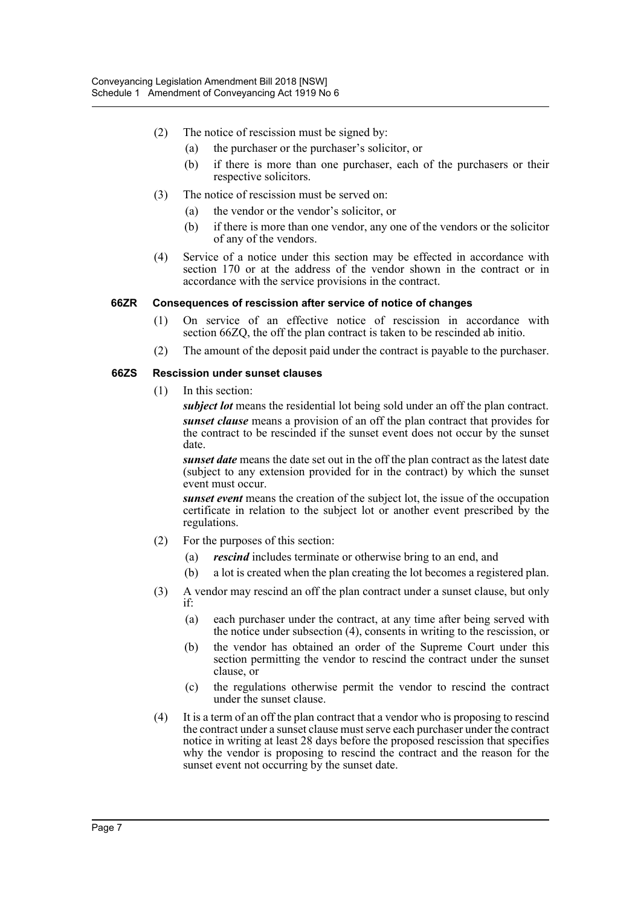(2) The notice of rescission must be signed by:

(a) the purchaser or the purchaser's solicitor, or

(b) if there is more than one purchaser, each of the purchasers or their respective solicitors.

(3) The notice of rescission must be served on:

(a) the vendor or the vendor's solicitor, or

(b) if there is more than one vendor, any one of the vendors or the solicitor of any of the vendors.

(4) Service of a notice under this section may be effected in accordance with section 170 or at the address of the vendor shown in the contract or in accordance with the service provisions in the contract.

#### 66ZR Consequences of rescission after service of notice of changes

(1) On service of an effective notice of rescission in accordance with section 66ZQ, the off the plan contract is taken to be rescinded ab initio.

(2) The amount of the deposit paid under the contract is payable to the purchaser.

#### 66ZS Rescission under sunset clauses

(1) In this section:

***subject lot*** means the residential lot being sold under an off the plan contract.

***sunset clause*** means a provision of an off the plan contract that provides for the contract to be rescinded if the sunset event does not occur by the sunset date.

***sunset date*** means the date set out in the off the plan contract as the latest date (subject to any extension provided for in the contract) by which the sunset event must occur.

***sunset event*** means the creation of the subject lot, the issue of the occupation certificate in relation to the subject lot or another event prescribed by the regulations.

(2) For the purposes of this section:

(a) ***rescind*** includes terminate or otherwise bring to an end, and

(b) a lot is created when the plan creating the lot becomes a registered plan.

(3) A vendor may rescind an off the plan contract under a sunset clause, but only if:

(a) each purchaser under the contract, at any time after being served with the notice under subsection (4), consents in writing to the rescission, or

(b) the vendor has obtained an order of the Supreme Court under this section permitting the vendor to rescind the contract under the sunset clause, or

(c) the regulations otherwise permit the vendor to rescind the contract under the sunset clause.

(4) It is a term of an off the plan contract that a vendor who is proposing to rescind the contract under a sunset clause must serve each purchaser under the contract notice in writing at least 28 days before the proposed rescission that specifies why the vendor is proposing to rescind the contract and the reason for the sunset event not occurring by the sunset date.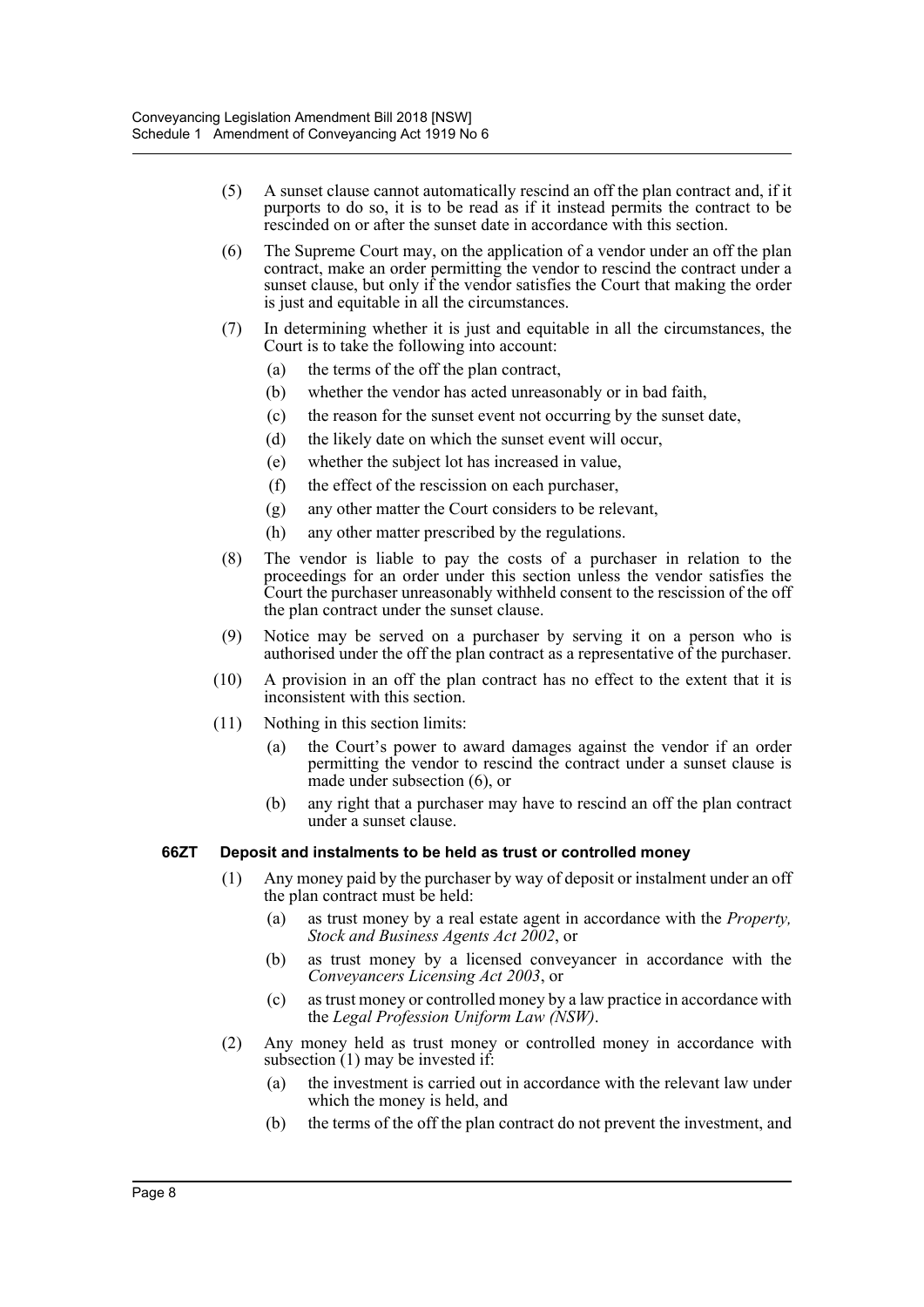(5) A sunset clause cannot automatically rescind an off the plan contract and, if it purports to do so, it is to be read as if it instead permits the contract to be rescinded on or after the sunset date in accordance with this section.

(6) The Supreme Court may, on the application of a vendor under an off the plan contract, make an order permitting the vendor to rescind the contract under a sunset clause, but only if the vendor satisfies the Court that making the order is just and equitable in all the circumstances.

(7) In determining whether it is just and equitable in all the circumstances, the Court is to take the following into account:

- (a) the terms of the off the plan contract,
- (b) whether the vendor has acted unreasonably or in bad faith,
- (c) the reason for the sunset event not occurring by the sunset date,
- (d) the likely date on which the sunset event will occur,
- (e) whether the subject lot has increased in value,
- (f) the effect of the rescission on each purchaser,
- (g) any other matter the Court considers to be relevant,
- (h) any other matter prescribed by the regulations.

(8) The vendor is liable to pay the costs of a purchaser in relation to the proceedings for an order under this section unless the vendor satisfies the Court the purchaser unreasonably withheld consent to the rescission of the off the plan contract under the sunset clause.

(9) Notice may be served on a purchaser by serving it on a person who is authorised under the off the plan contract as a representative of the purchaser.

(10) A provision in an off the plan contract has no effect to the extent that it is inconsistent with this section.

(11) Nothing in this section limits:

- (a) the Court's power to award damages against the vendor if an order permitting the vendor to rescind the contract under a sunset clause is made under subsection (6), or
- (b) any right that a purchaser may have to rescind an off the plan contract under a sunset clause.

#### 66ZT Deposit and instalments to be held as trust or controlled money

(1) Any money paid by the purchaser by way of deposit or instalment under an off the plan contract must be held:

- (a) as trust money by a real estate agent in accordance with the *Property, Stock and Business Agents Act 2002*, or
- (b) as trust money by a licensed conveyancer in accordance with the *Conveyancers Licensing Act 2003*, or
- (c) as trust money or controlled money by a law practice in accordance with the *Legal Profession Uniform Law (NSW)*.

(2) Any money held as trust money or controlled money in accordance with subsection (1) may be invested if:

- (a) the investment is carried out in accordance with the relevant law under which the money is held, and
- (b) the terms of the off the plan contract do not prevent the investment, and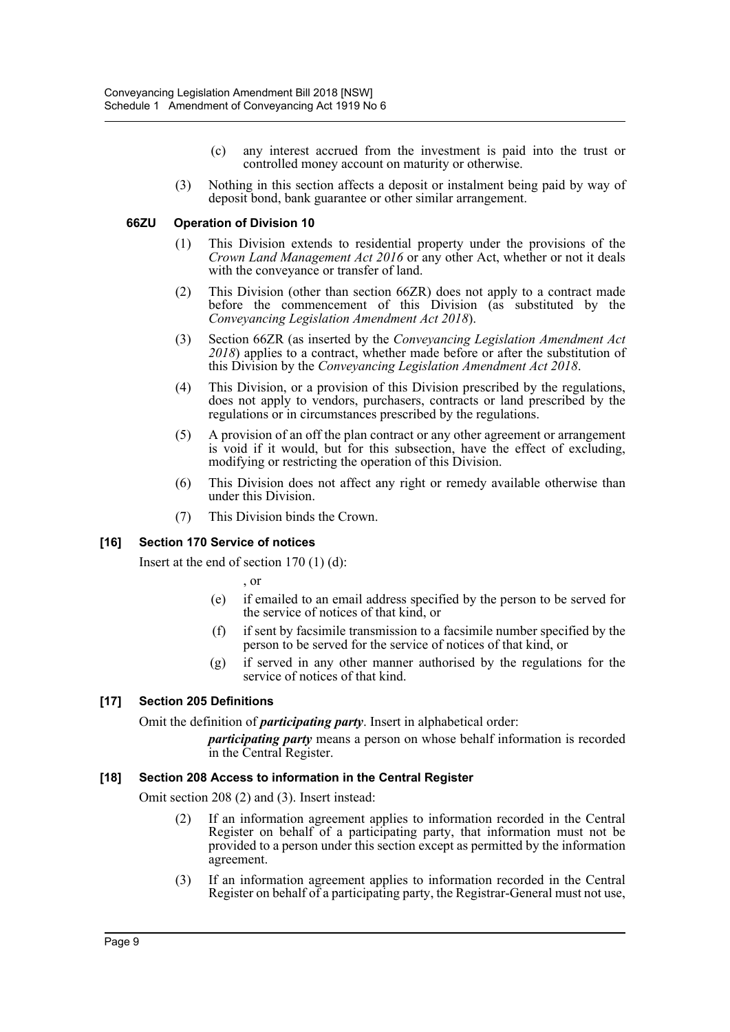(c) any interest accrued from the investment is paid into the trust or controlled money account on maturity or otherwise.

(3) Nothing in this section affects a deposit or instalment being paid by way of deposit bond, bank guarantee or other similar arrangement.

**66ZU Operation of Division 10**

(1) This Division extends to residential property under the provisions of the *Crown Land Management Act 2016* or any other Act, whether or not it deals with the conveyance or transfer of land.

(2) This Division (other than section 66ZR) does not apply to a contract made before the commencement of this Division (as substituted by the *Conveyancing Legislation Amendment Act 2018*).

(3) Section 66ZR (as inserted by the *Conveyancing Legislation Amendment Act 2018*) applies to a contract, whether made before or after the substitution of this Division by the *Conveyancing Legislation Amendment Act 2018*.

(4) This Division, or a provision of this Division prescribed by the regulations, does not apply to vendors, purchasers, contracts or land prescribed by the regulations or in circumstances prescribed by the regulations.

(5) A provision of an off the plan contract or any other agreement or arrangement is void if it would, but for this subsection, have the effect of excluding, modifying or restricting the operation of this Division.

(6) This Division does not affect any right or remedy available otherwise than under this Division.

(7) This Division binds the Crown.

### [16] Section 170 Service of notices

Insert at the end of section 170 (1) (d):

, or

(e) if emailed to an email address specified by the person to be served for the service of notices of that kind, or

(f) if sent by facsimile transmission to a facsimile number specified by the person to be served for the service of notices of that kind, or

(g) if served in any other manner authorised by the regulations for the service of notices of that kind.

### [17] Section 205 Definitions

Omit the definition of ***participating party***. Insert in alphabetical order:

***participating party*** means a person on whose behalf information is recorded in the Central Register.

### [18] Section 208 Access to information in the Central Register

Omit section 208 (2) and (3). Insert instead:

(2) If an information agreement applies to information recorded in the Central Register on behalf of a participating party, that information must not be provided to a person under this section except as permitted by the information agreement.

(3) If an information agreement applies to information recorded in the Central Register on behalf of a participating party, the Registrar-General must not use,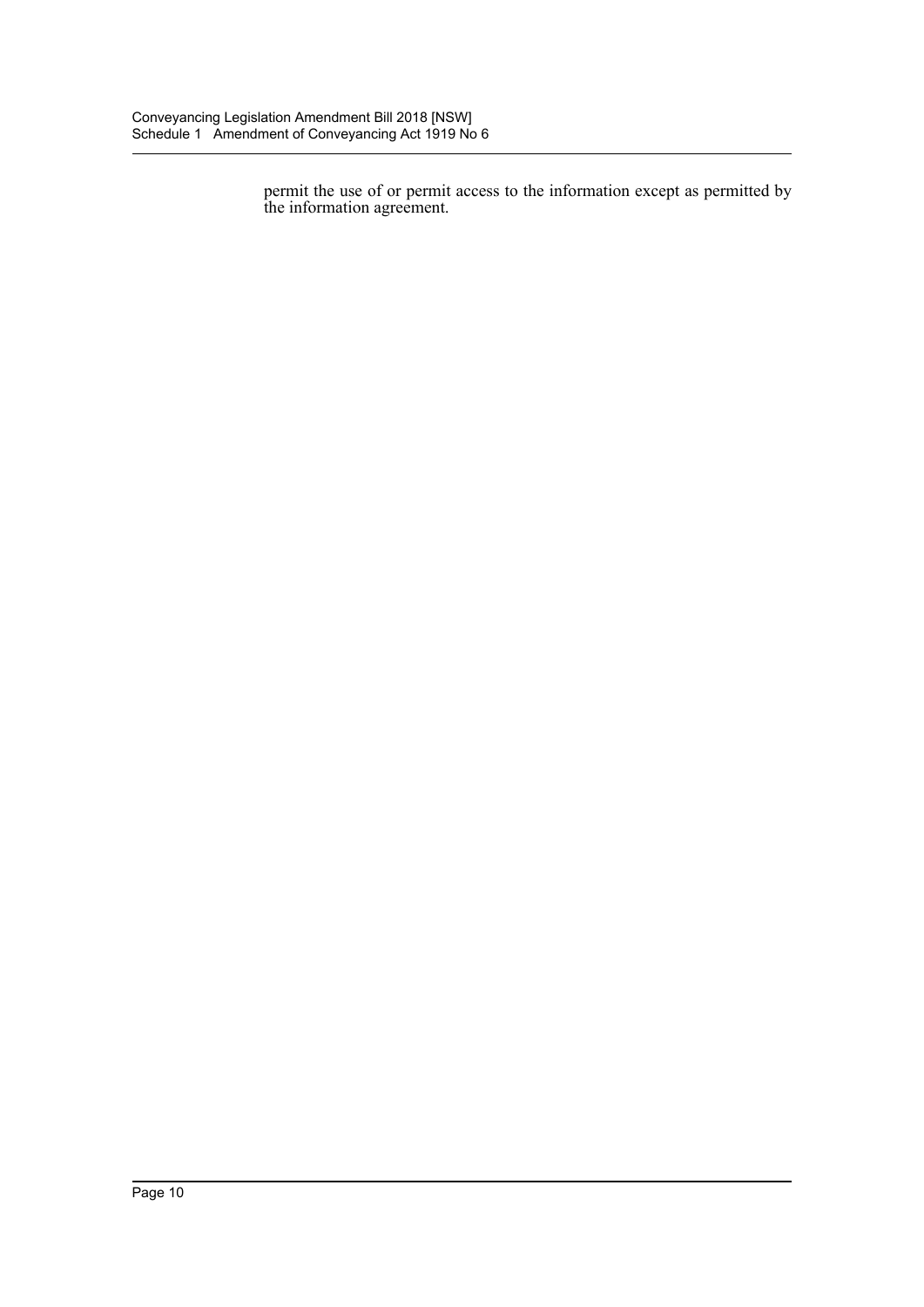permit the use of or permit access to the information except as permitted by the information agreement.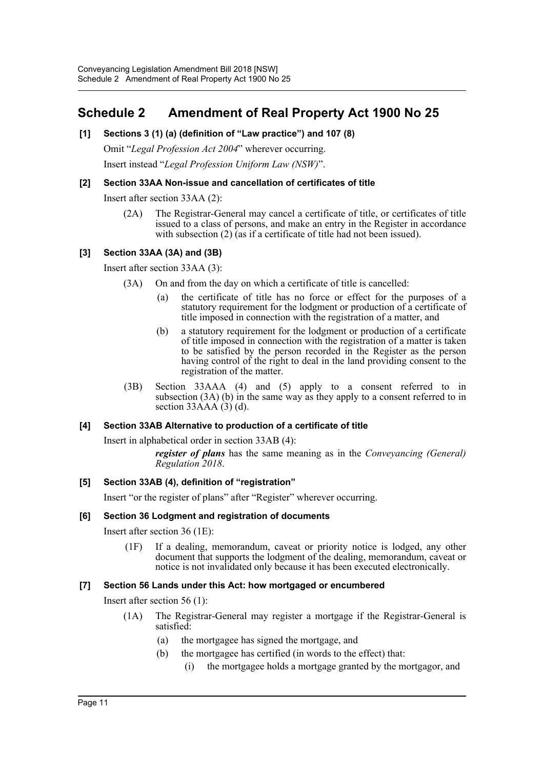## Schedule 2 Amendment of Real Property Act 1900 No 25

### [1] Sections 3 (1) (a) (definition of "Law practice") and 107 (8)

Omit "*Legal Profession Act 2004*" wherever occurring.

Insert instead "*Legal Profession Uniform Law (NSW)*".

### [2] Section 33AA Non-issue and cancellation of certificates of title

Insert after section 33AA (2):

(2A) The Registrar-General may cancel a certificate of title, or certificates of title issued to a class of persons, and make an entry in the Register in accordance with subsection (2) (as if a certificate of title had not been issued).

### [3] Section 33AA (3A) and (3B)

Insert after section 33AA (3):

(3A) On and from the day on which a certificate of title is cancelled:

- (a) the certificate of title has no force or effect for the purposes of a statutory requirement for the lodgment or production of a certificate of title imposed in connection with the registration of a matter, and
- (b) a statutory requirement for the lodgment or production of a certificate of title imposed in connection with the registration of a matter is taken to be satisfied by the person recorded in the Register as the person having control of the right to deal in the land providing consent to the registration of the matter.

(3B) Section 33AAA (4) and (5) apply to a consent referred to in subsection (3A) (b) in the same way as they apply to a consent referred to in section 33AAA (3) (d).

### [4] Section 33AB Alternative to production of a certificate of title

Insert in alphabetical order in section 33AB (4):

***register of plans*** has the same meaning as in the *Conveyancing (General) Regulation 2018*.

### [5] Section 33AB (4), definition of "registration"

Insert "or the register of plans" after "Register" wherever occurring.

### [6] Section 36 Lodgment and registration of documents

Insert after section 36 (1E):

(1F) If a dealing, memorandum, caveat or priority notice is lodged, any other document that supports the lodgment of the dealing, memorandum, caveat or notice is not invalidated only because it has been executed electronically.

### [7] Section 56 Lands under this Act: how mortgaged or encumbered

Insert after section 56 (1):

(1A) The Registrar-General may register a mortgage if the Registrar-General is satisfied:

- (a) the mortgagee has signed the mortgage, and
- (b) the mortgagee has certified (in words to the effect) that:
  - (i) the mortgagee holds a mortgage granted by the mortgagor, and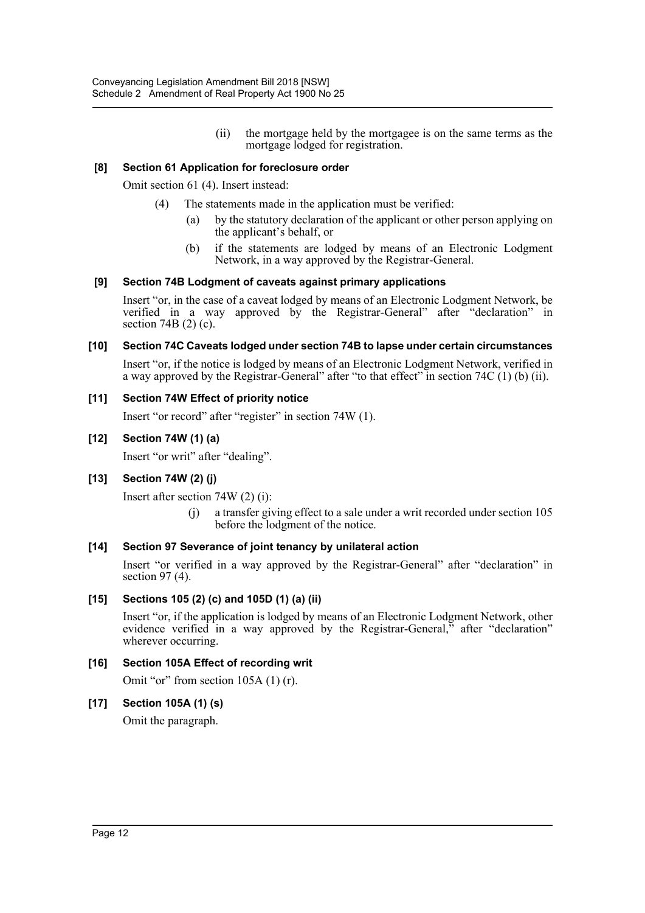(ii) the mortgage held by the mortgagee is on the same terms as the mortgage lodged for registration.

### [8] Section 61 Application for foreclosure order

Omit section 61 (4). Insert instead:

(4) The statements made in the application must be verified:

(a) by the statutory declaration of the applicant or other person applying on the applicant's behalf, or

(b) if the statements are lodged by means of an Electronic Lodgment Network, in a way approved by the Registrar-General.

### [9] Section 74B Lodgment of caveats against primary applications

Insert "or, in the case of a caveat lodged by means of an Electronic Lodgment Network, be verified in a way approved by the Registrar-General" after "declaration" in section 74B (2) (c).

### [10] Section 74C Caveats lodged under section 74B to lapse under certain circumstances

Insert "or, if the notice is lodged by means of an Electronic Lodgment Network, verified in a way approved by the Registrar-General" after "to that effect" in section 74C (1) (b) (ii).

### [11] Section 74W Effect of priority notice

Insert "or record" after "register" in section 74W (1).

### [12] Section 74W (1) (a)

Insert "or writ" after "dealing".

### [13] Section 74W (2) (j)

Insert after section 74W (2) (i):

(j) a transfer giving effect to a sale under a writ recorded under section 105 before the lodgment of the notice.

### [14] Section 97 Severance of joint tenancy by unilateral action

Insert "or verified in a way approved by the Registrar-General" after "declaration" in section 97 (4).

### [15] Sections 105 (2) (c) and 105D (1) (a) (ii)

Insert "or, if the application is lodged by means of an Electronic Lodgment Network, other evidence verified in a way approved by the Registrar-General," after "declaration" wherever occurring.

### [16] Section 105A Effect of recording writ

Omit "or" from section 105A (1) (r).

### [17] Section 105A (1) (s)

Omit the paragraph.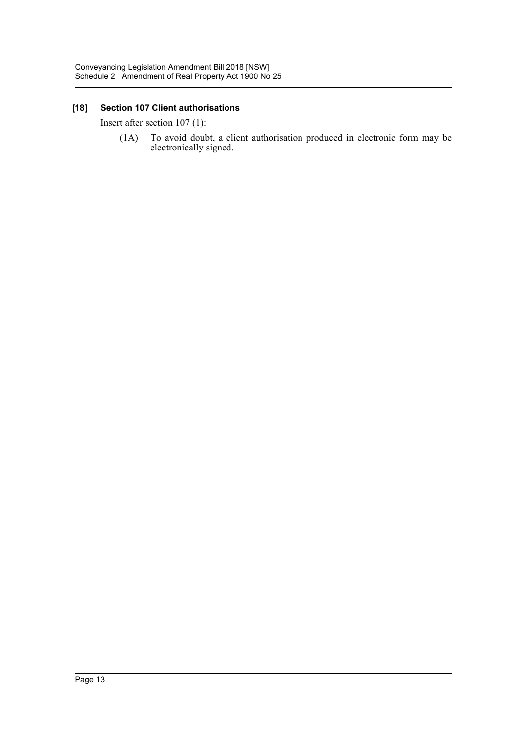### [18] Section 107 Client authorisations

Insert after section 107 (1):

(1A) To avoid doubt, a client authorisation produced in electronic form may be electronically signed.